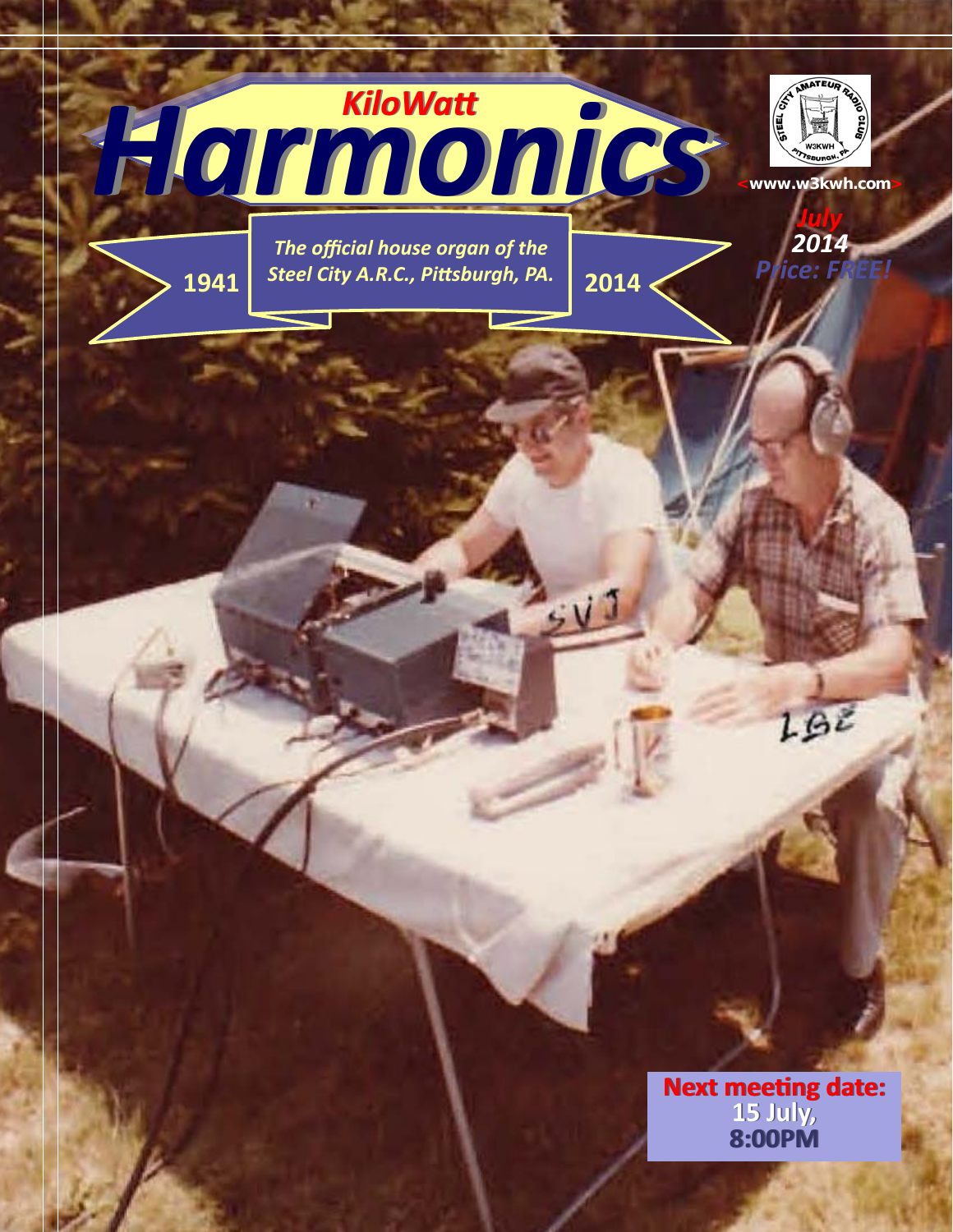# KiloWatt Harmonics

*The official house organ of the Steel City A.R.C., Pittsburgh, PA.*

1941 — 2014

<www.w3kwh.com>

*July 2014*

*Price: FREE!*

**Next meeting date: 15 July, 8:00PM**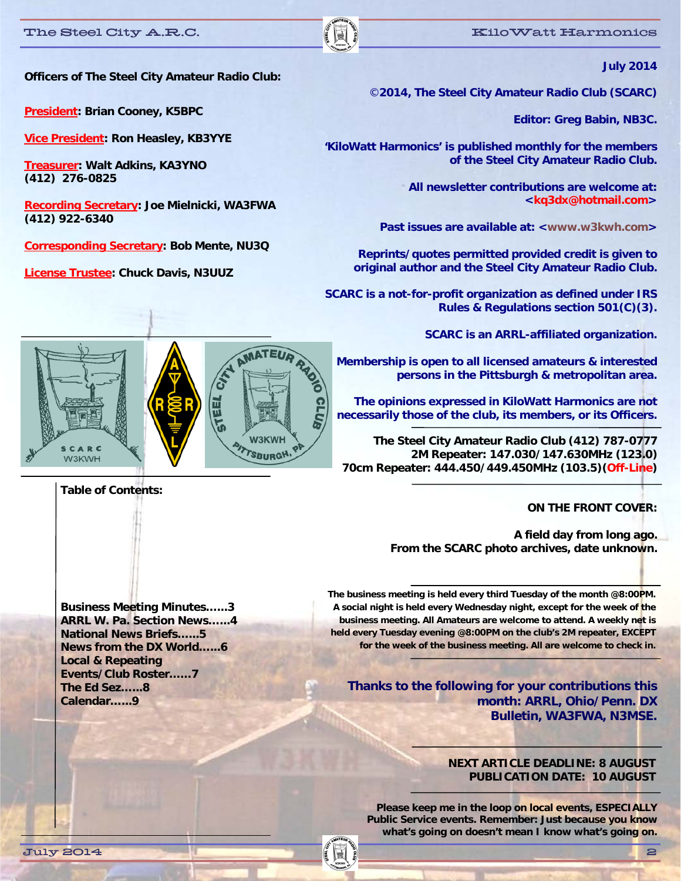**Officers of The Steel City Amateur Radio Club:**

**President: Brian Cooney, K5BPC**

**Vice President: Ron Heasley, KB3YYE**

**Treasurer: Walt Adkins, KA3YNO**
**(412) 276-0825**

**Recording Secretary: Joe Mielnicki, WA3FWA**
**(412) 922-6340**

**Corresponding Secretary: Bob Mente, NU3Q**

**License Trustee: Chuck Davis, N3UUZ**

**July 2014**

**©2014, The Steel City Amateur Radio Club (SCARC)**

**Editor: Greg Babin, NB3C.**

**'KiloWatt Harmonics' is published monthly for the members of the Steel City Amateur Radio Club.**

**All newsletter contributions are welcome at: <kq3dx@hotmail.com>**

**Past issues are available at: <www.w3kwh.com>**

**Reprints/quotes permitted provided credit is given to original author and the Steel City Amateur Radio Club.**

**SCARC is a not-for-profit organization as defined under IRS Rules & Regulations section 501(C)(3).**

**SCARC is an ARRL-affiliated organization.**

**Membership is open to all licensed amateurs & interested persons in the Pittsburgh & metropolitan area.**

**The opinions expressed in KiloWatt Harmonics are not necessarily those of the club, its members, or its Officers.**

**The Steel City Amateur Radio Club (412) 787-0777**
**2M Repeater: 147.030/147.630MHz (123.0)**
**70cm Repeater: 444.450/449.450MHz (103.5)(Off-Line)**

**Table of Contents:**

**Business Meeting Minutes……3**
**ARRL W. Pa. Section News……4**
**National News Briefs……5**
**News from the DX World……6**
**Local & Repeating Events/Club Roster……7**
**The Ed Sez……8**
**Calendar……9**

**ON THE FRONT COVER:**

**A field day from long ago.**
**From the SCARC photo archives, date unknown.**

**The business meeting is held every third Tuesday of the month @8:00PM. A social night is held every Wednesday night, except for the week of the business meeting. All Amateurs are welcome to attend. A weekly net is held every Tuesday evening @8:00PM on the club's 2M repeater, EXCEPT for the week of the business meeting. All are welcome to check in.**

**Thanks to the following for your contributions this month: ARRL, Ohio/Penn. DX Bulletin, WA3FWA, N3MSE.**

**NEXT ARTICLE DEADLINE: 8 AUGUST**
**PUBLICATION DATE: 10 AUGUST**

**Please keep me in the loop on local events, ESPECIALLY Public Service events. Remember: Just because you know what's going on doesn't mean I know what's going on.**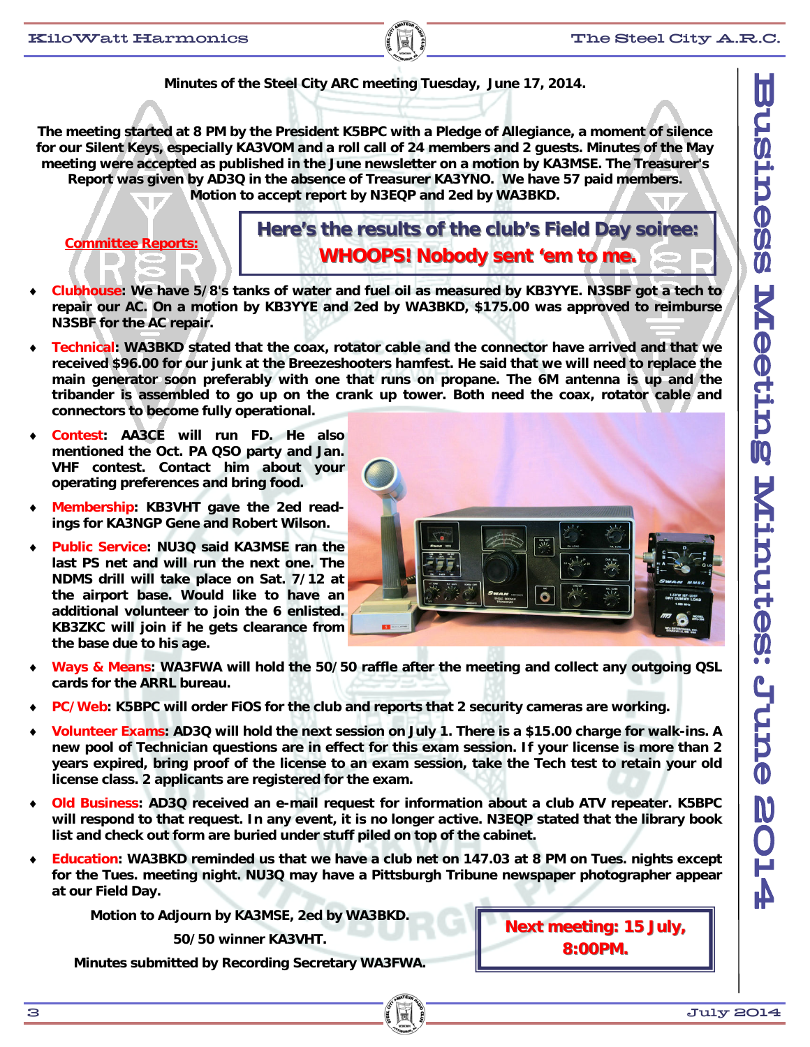# Business Meeting Minutes: June 2014

**Minutes of the Steel City ARC meeting Tuesday, June 17, 2014.**

**The meeting started at 8 PM by the President K5BPC with a Pledge of Allegiance, a moment of silence for our Silent Keys, especially KA3VOM and a roll call of 24 members and 2 guests. Minutes of the May meeting were accepted as published in the June newsletter on a motion by KA3MSE. The Treasurer's Report was given by AD3Q in the absence of Treasurer KA3YNO. We have 57 paid members. Motion to accept report by N3EQP and 2ed by WA3BKD.**

**Here's the results of the club's Field Day soiree:**
**WHOOPS! Nobody sent 'em to me.**

**Committee Reports:**

- **Clubhouse: We have 5/8's tanks of water and fuel oil as measured by KB3YYE. N3SBF got a tech to repair our AC. On a motion by KB3YYE and 2ed by WA3BKD, $175.00 was approved to reimburse N3SBF for the AC repair.**
- **Technical: WA3BKD stated that the coax, rotator cable and the connector have arrived and that we received $96.00 for our junk at the Breezeshooters hamfest. He said that we will need to replace the main generator soon preferably with one that runs on propane. The 6M antenna is up and the tribander is assembled to go up on the crank up tower. Both need the coax, rotator cable and connectors to become fully operational.**
- **Contest: AA3CE will run FD. He also mentioned the Oct. PA QSO party and Jan. VHF contest. Contact him about your operating preferences and bring food.**
- **Membership: KB3VHT gave the 2ed readings for KA3NGP Gene and Robert Wilson.**
- **Public Service: NU3Q said KA3MSE ran the last PS net and will run the next one. The NDMS drill will take place on Sat. 7/12 at the airport base. Would like to have an additional volunteer to join the 6 enlisted. KB3ZKC will join if he gets clearance from the base due to his age.**
- **Ways & Means: WA3FWA will hold the 50/50 raffle after the meeting and collect any outgoing QSL cards for the ARRL bureau.**
- **PC/Web: K5BPC will order FiOS for the club and reports that 2 security cameras are working.**
- **Volunteer Exams: AD3Q will hold the next session on July 1. There is a $15.00 charge for walk-ins. A new pool of Technician questions are in effect for this exam session. If your license is more than 2 years expired, bring proof of the license to an exam session, take the Tech test to retain your old license class. 2 applicants are registered for the exam.**
- **Old Business: AD3Q received an e-mail request for information about a club ATV repeater. K5BPC will respond to that request. In any event, it is no longer active. N3EQP stated that the library book list and check out form are buried under stuff piled on top of the cabinet.**
- **Education: WA3BKD reminded us that we have a club net on 147.03 at 8 PM on Tues. nights except for the Tues. meeting night. NU3Q may have a Pittsburgh Tribune newspaper photographer appear at our Field Day.**

**Motion to Adjourn by KA3MSE, 2ed by WA3BKD.**

**50/50 winner KA3VHT.**

**Minutes submitted by Recording Secretary WA3FWA.**

**Next meeting: 15 July, 8:00PM.**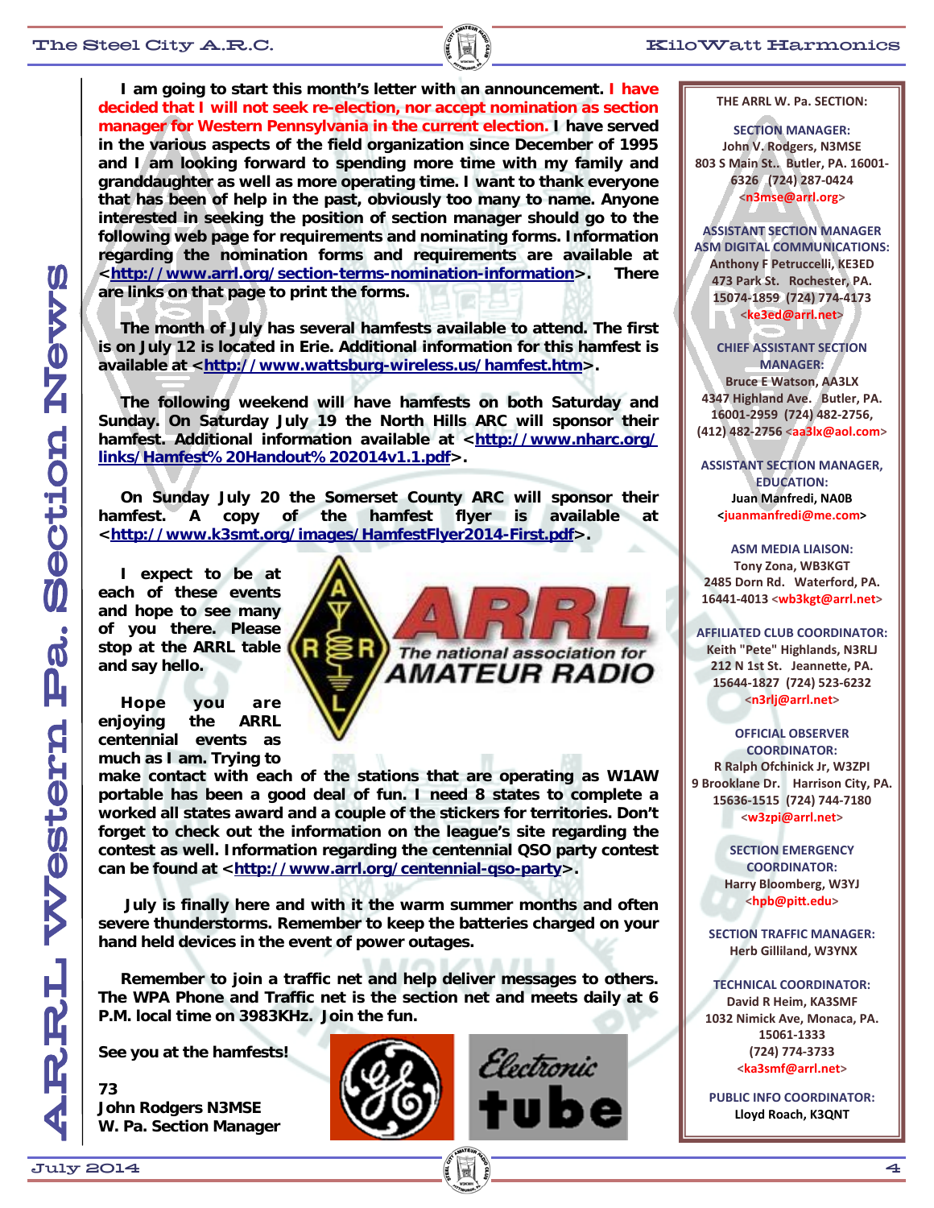# ARRL Western Pa. Section News

I am going to start this month's letter with an announcement. **I have decided that I will not seek re-election, nor accept nomination as section manager for Western Pennsylvania in the current election.** I have served in the various aspects of the field organization since December of 1995 and I am looking forward to spending more time with my family and granddaughter as well as more operating time. I want to thank everyone that has been of help in the past, obviously too many to name. Anyone interested in seeking the position of section manager should go to the following web page for requirements and nominating forms. Information regarding the nomination forms and requirements are available at <http://www.arrl.org/section-terms-nomination-information>. There are links on that page to print the forms.

The month of July has several hamfests available to attend. The first is on July 12 is located in Erie. Additional information for this hamfest is available at <http://www.wattsburg-wireless.us/hamfest.htm>.

The following weekend will have hamfests on both Saturday and Sunday. On Saturday July 19 the North Hills ARC will sponsor their hamfest. Additional information available at <http://www.nharc.org/links/Hamfest%20Handout%202014v1.1.pdf>.

On Sunday July 20 the Somerset County ARC will sponsor their hamfest. A copy of the hamfest flyer is available at <http://www.k3smt.org/images/HamfestFlyer2014-First.pdf>.

I expect to be at each of these events and hope to see many of you there. Please stop at the ARRL table and say hello.

Hope you are enjoying the ARRL centennial events as much as I am. Trying to make contact with each of the stations that are operating as W1AW portable has been a good deal of fun. I need 8 states to complete a worked all states award and a couple of the stickers for territories. Don't forget to check out the information on the league's site regarding the contest as well. Information regarding the centennial QSO party contest can be found at <http://www.arrl.org/centennial-qso-party>.

July is finally here and with it the warm summer months and often severe thunderstorms. Remember to keep the batteries charged on your hand held devices in the event of power outages.

Remember to join a traffic net and help deliver messages to others. The WPA Phone and Traffic net is the section net and meets daily at 6 P.M. local time on 3983KHz. Join the fun.

See you at the hamfests!

73
John Rodgers N3MSE
W. Pa. Section Manager

---

**THE ARRL W. Pa. SECTION:**

**SECTION MANAGER:**
John V. Rodgers, N3MSE
803 S Main St.. Butler, PA. 16001-6326 (724) 287-0424
<n3mse@arrl.org>

**ASSISTANT SECTION MANAGER ASM DIGITAL COMMUNICATIONS:**
Anthony F Petruccelli, KE3ED
473 Park St. Rochester, PA. 15074-1859 (724) 774-4173
<ke3ed@arrl.net>

**CHIEF ASSISTANT SECTION MANAGER:**
Bruce E Watson, AA3LX
4347 Highland Ave. Butler, PA. 16001-2959 (724) 482-2756, (412) 482-2756 <aa3lx@aol.com>

**ASSISTANT SECTION MANAGER, EDUCATION:**
Juan Manfredi, NA0B
<juanmanfredi@me.com>

**ASM MEDIA LIAISON:**
Tony Zona, WB3KGT
2485 Dorn Rd. Waterford, PA. 16441-4013 <wb3kgt@arrl.net>

**AFFILIATED CLUB COORDINATOR:**
Keith "Pete" Highlands, N3RLJ
212 N 1st St. Jeannette, PA. 15644-1827 (724) 523-6232
<n3rlj@arrl.net>

**OFFICIAL OBSERVER COORDINATOR:**
R Ralph Ofchinick Jr, W3ZPI
9 Brooklane Dr. Harrison City, PA. 15636-1515 (724) 744-7180
<w3zpi@arrl.net>

**SECTION EMERGENCY COORDINATOR:**
Harry Bloomberg, W3YJ
<hpb@pitt.edu>

**SECTION TRAFFIC MANAGER:**
Herb Gilliland, W3YNX

**TECHNICAL COORDINATOR:**
David R Heim, KA3SMF
1032 Nimick Ave, Monaca, PA. 15061-1333
(724) 774-3733
<ka3smf@arrl.net>

**PUBLIC INFO COORDINATOR:**
Lloyd Roach, K3QNT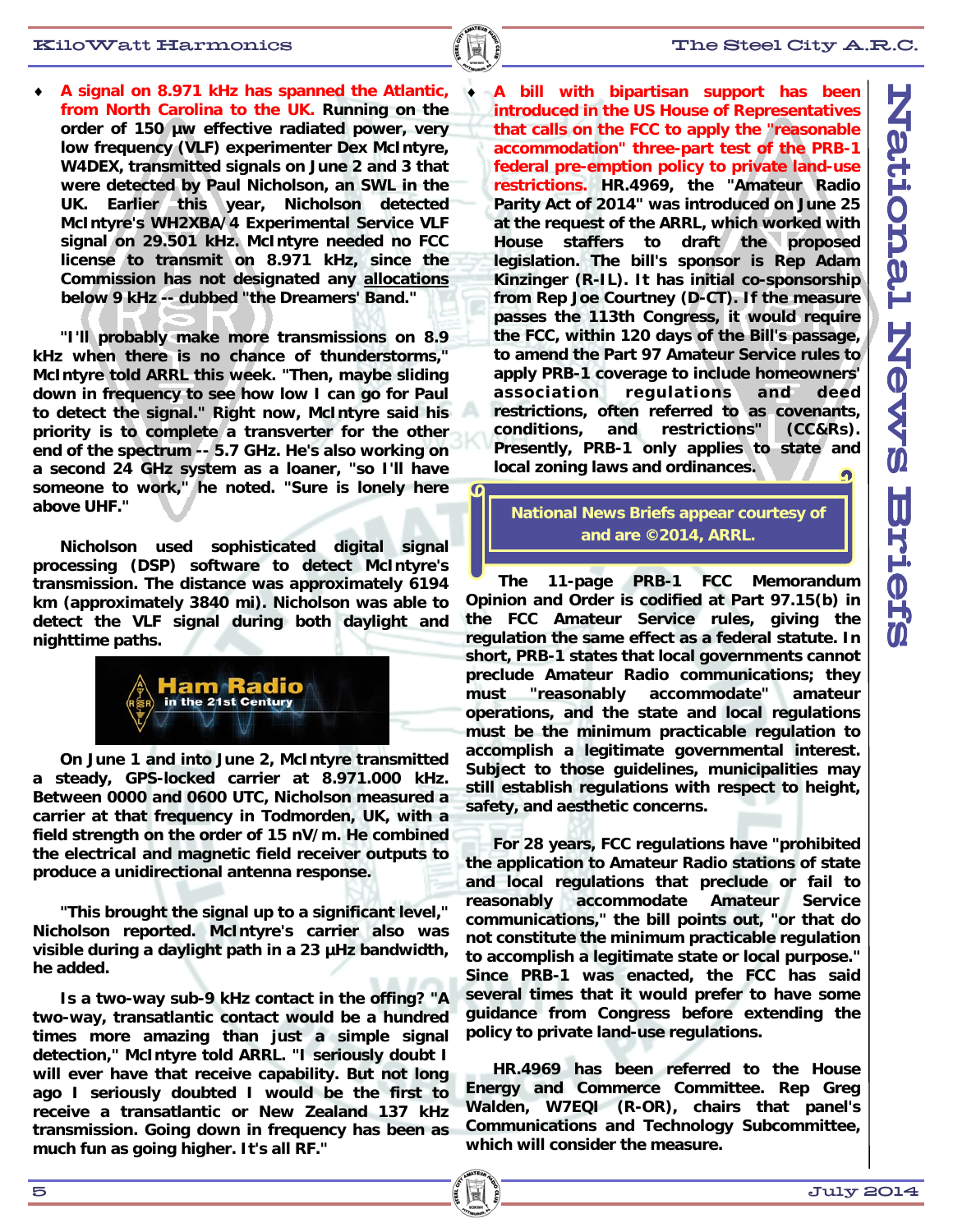# National News Briefs

- **A signal on 8.971 kHz has spanned the Atlantic, from North Carolina to the UK.** Running on the order of 150 µw effective radiated power, very low frequency (VLF) experimenter Dex McIntyre, W4DEX, transmitted signals on June 2 and 3 that were detected by Paul Nicholson, an SWL in the UK. Earlier this year, Nicholson detected McIntyre's WH2XBA/4 Experimental Service VLF signal on 29.501 kHz. McIntyre needed no FCC license to transmit on 8.971 kHz, since the Commission has not designated any allocations below 9 kHz -- dubbed "the Dreamers' Band."

"I'll probably make more transmissions on 8.9 kHz when there is no chance of thunderstorms," McIntyre told ARRL this week. "Then, maybe sliding down in frequency to see how low I can go for Paul to detect the signal." Right now, McIntyre said his priority is to complete a transverter for the other end of the spectrum -- 5.7 GHz. He's also working on a second 24 GHz system as a loaner, "so I'll have someone to work," he noted. "Sure is lonely here above UHF."

Nicholson used sophisticated digital signal processing (DSP) software to detect McIntyre's transmission. The distance was approximately 6194 km (approximately 3840 mi). Nicholson was able to detect the VLF signal during both daylight and nighttime paths.

Ham Radio in the 21st Century

On June 1 and into June 2, McIntyre transmitted a steady, GPS-locked carrier at 8.971.000 kHz. Between 0000 and 0600 UTC, Nicholson measured a carrier at that frequency in Todmorden, UK, with a field strength on the order of 15 nV/m. He combined the electrical and magnetic field receiver outputs to produce a unidirectional antenna response.

"This brought the signal up to a significant level," Nicholson reported. McIntyre's carrier also was visible during a daylight path in a 23 µHz bandwidth, he added.

Is a two-way sub-9 kHz contact in the offing? "A two-way, transatlantic contact would be a hundred times more amazing than just a simple signal detection," McIntyre told ARRL. "I seriously doubt I will ever have that receive capability. But not long ago I seriously doubted I would be the first to receive a transatlantic or New Zealand 137 kHz transmission. Going down in frequency has been as much fun as going higher. It's all RF."

- **A bill with bipartisan support has been introduced in the US House of Representatives that calls on the FCC to apply the "reasonable accommodation" three-part test of the PRB-1 federal pre-emption policy to private land-use restrictions.** HR.4969, the "Amateur Radio Parity Act of 2014" was introduced on June 25 at the request of the ARRL, which worked with House staffers to draft the proposed legislation. The bill's sponsor is Rep Adam Kinzinger (R-IL). It has initial co-sponsorship from Rep Joe Courtney (D-CT). If the measure passes the 113th Congress, it would require the FCC, within 120 days of the Bill's passage, to amend the Part 97 Amateur Service rules to apply PRB-1 coverage to include homeowners' association regulations and deed restrictions, often referred to as covenants, conditions, and restrictions" (CC&Rs). Presently, PRB-1 only applies to state and local zoning laws and ordinances.

> National News Briefs appear courtesy of and are ©2014, ARRL.

The 11-page PRB-1 FCC Memorandum Opinion and Order is codified at Part 97.15(b) in the FCC Amateur Service rules, giving the regulation the same effect as a federal statute. In short, PRB-1 states that local governments cannot preclude Amateur Radio communications; they must "reasonably accommodate" amateur operations, and the state and local regulations must be the minimum practicable regulation to accomplish a legitimate governmental interest. Subject to those guidelines, municipalities may still establish regulations with respect to height, safety, and aesthetic concerns.

For 28 years, FCC regulations have "prohibited the application to Amateur Radio stations of state and local regulations that preclude or fail to reasonably accommodate Amateur Service communications," the bill points out, "or that do not constitute the minimum practicable regulation to accomplish a legitimate state or local purpose." Since PRB-1 was enacted, the FCC has said several times that it would prefer to have some guidance from Congress before extending the policy to private land-use regulations.

HR.4969 has been referred to the House Energy and Commerce Committee. Rep Greg Walden, W7EQI (R-OR), chairs that panel's Communications and Technology Subcommittee, which will consider the measure.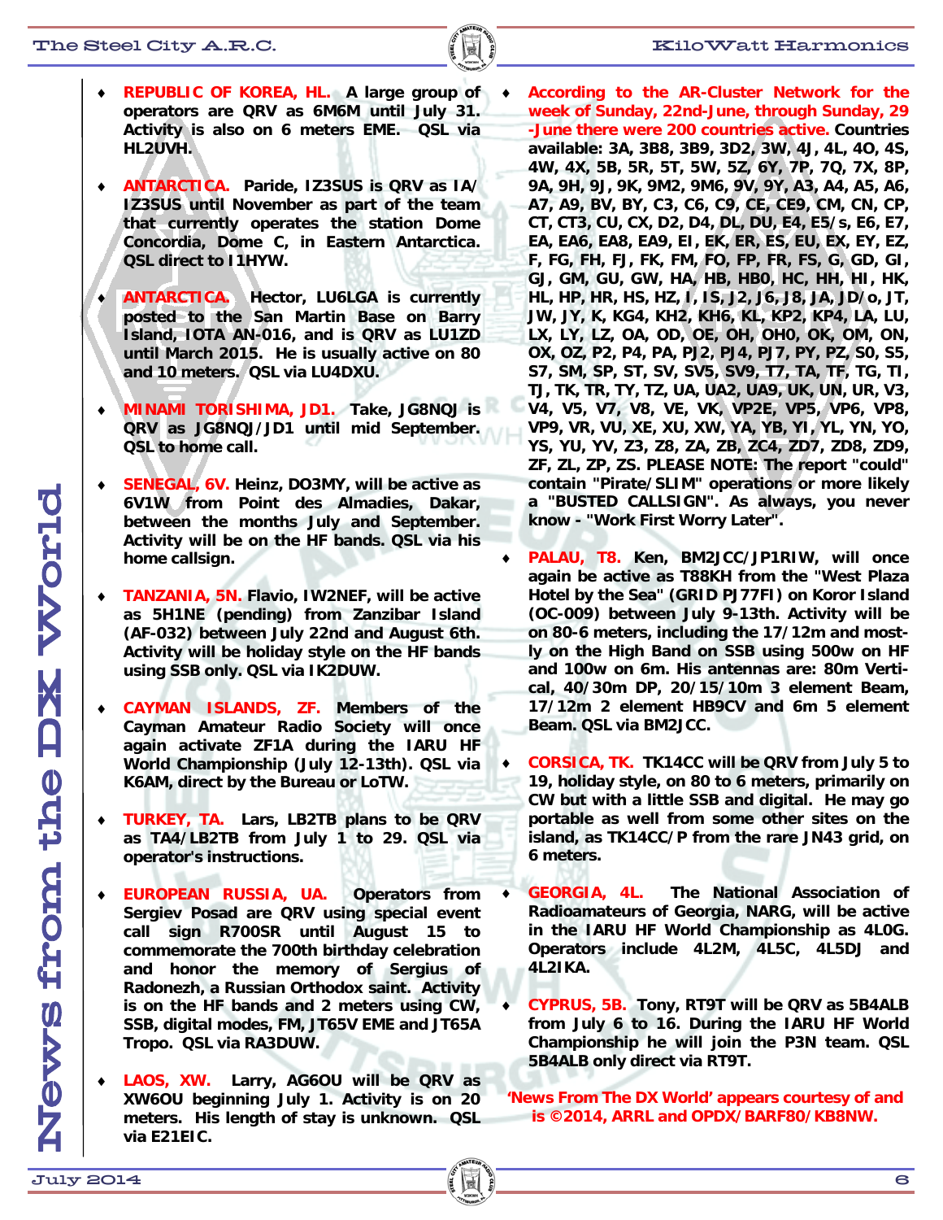## News from the DX World

- **REPUBLIC OF KOREA, HL.** A large group of operators are QRV as 6M6M until July 31. Activity is also on 6 meters EME. QSL via HL2UVH.

- **ANTARCTICA.** Paride, IZ3SUS is QRV as IA/IZ3SUS until November as part of the team that currently operates the station Dome Concordia, Dome C, in Eastern Antarctica. QSL direct to I1HYW.

- **ANTARCTICA.** Hector, LU6LGA is currently posted to the San Martin Base on Barry Island, IOTA AN-016, and is QRV as LU1ZD until March 2015. He is usually active on 80 and 10 meters. QSL via LU4DXU.

- **MINAMI TORISHIMA, JD1.** Take, JG8NQJ is QRV as JG8NQJ/JD1 until mid September. QSL to home call.

- **SENEGAL, 6V.** Heinz, DO3MY, will be active as 6V1W from Point des Almadies, Dakar, between the months July and September. Activity will be on the HF bands. QSL via his home callsign.

- **TANZANIA, 5N.** Flavio, IW2NEF, will be active as 5H1NE (pending) from Zanzibar Island (AF-032) between July 22nd and August 6th. Activity will be holiday style on the HF bands using SSB only. QSL via IK2DUW.

- **CAYMAN ISLANDS, ZF.** Members of the Cayman Amateur Radio Society will once again activate ZF1A during the IARU HF World Championship (July 12-13th). QSL via K6AM, direct by the Bureau or LoTW.

- **TURKEY, TA.** Lars, LB2TB plans to be QRV as TA4/LB2TB from July 1 to 29. QSL via operator's instructions.

- **EUROPEAN RUSSIA, UA.** Operators from Sergiev Posad are QRV using special event call sign R700SR until August 15 to commemorate the 700th birthday celebration and honor the memory of Sergius of Radonezh, a Russian Orthodox saint. Activity is on the HF bands and 2 meters using CW, SSB, digital modes, FM, JT65V EME and JT65A Tropo. QSL via RA3DUW.

- **LAOS, XW.** Larry, AG6OU will be QRV as XW6OU beginning July 1. Activity is on 20 meters. His length of stay is unknown. QSL via E21EIC.

- **According to the AR-Cluster Network for the week of Sunday, 22nd-June, through Sunday, 29 -June there were 200 countries active.** Countries available: 3A, 3B8, 3B9, 3D2, 3W, 4J, 4L, 4O, 4S, 4W, 4X, 5B, 5R, 5T, 5W, 5Z, 6Y, 7P, 7Q, 7X, 8P, 9A, 9H, 9J, 9K, 9M2, 9M6, 9V, 9Y, A3, A4, A5, A6, A7, A9, BV, BY, C3, C6, C9, CE, CE9, CM, CN, CP, CT, CT3, CU, CX, D2, D4, DL, DU, E4, E5/s, E6, E7, EA, EA6, EA8, EA9, EI, EK, ER, ES, EU, EX, EY, EZ, F, FG, FH, FJ, FK, FM, FO, FP, FR, FS, G, GD, GI, GJ, GM, GU, GW, HA, HB, HB0, HC, HH, HI, HK, HL, HP, HR, HS, HZ, I, IS, J2, J6, J8, JA, JD/o, JT, JW, JY, K, KG4, KH2, KH6, KL, KP2, KP4, LA, LU, LX, LY, LZ, OA, OD, OE, OH, OH0, OK, OM, ON, OX, OZ, P2, P4, PA, PJ2, PJ4, PJ7, PY, PZ, S0, S5, S7, SM, SP, ST, SV, SV5, SV9, T7, TA, TF, TG, TI, TJ, TK, TR, TY, TZ, UA, UA2, UA9, UK, UN, UR, V3, V4, V5, V7, V8, VE, VK, VP2E, VP5, VP6, VP8, VP9, VR, VU, XE, XU, XW, YA, YB, YI, YL, YN, YO, YS, YU, YV, Z3, Z8, ZA, ZB, ZC4, ZD7, ZD8, ZD9, ZF, ZL, ZP, ZS. PLEASE NOTE: The report "could" contain "Pirate/SLIM" operations or more likely a "BUSTED CALLSIGN". As always, you never know - "Work First Worry Later".

- **PALAU, T8.** Ken, BM2JCC/JP1RIW, will once again be active as T88KH from the "West Plaza Hotel by the Sea" (GRID PJ77FI) on Koror Island (OC-009) between July 9-13th. Activity will be on 80-6 meters, including the 17/12m and mostly on the High Band on SSB using 500w on HF and 100w on 6m. His antennas are: 80m Vertical, 40/30m DP, 20/15/10m 3 element Beam, 17/12m 2 element HB9CV and 6m 5 element Beam. QSL via BM2JCC.

- **CORSICA, TK.** TK14CC will be QRV from July 5 to 19, holiday style, on 80 to 6 meters, primarily on CW but with a little SSB and digital. He may go portable as well from some other sites on the island, as TK14CC/P from the rare JN43 grid, on 6 meters.

- **GEORGIA, 4L.** The National Association of Radioamateurs of Georgia, NARG, will be active in the IARU HF World Championship as 4L0G. Operators include 4L2M, 4L5C, 4L5DJ and 4L2IKA.

- **CYPRUS, 5B.** Tony, RT9T will be QRV as 5B4ALB from July 6 to 16. During the IARU HF World Championship he will join the P3N team. QSL 5B4ALB only direct via RT9T.

'News From The DX World' appears courtesy of and is ©2014, ARRL and OPDX/BARF80/KB8NW.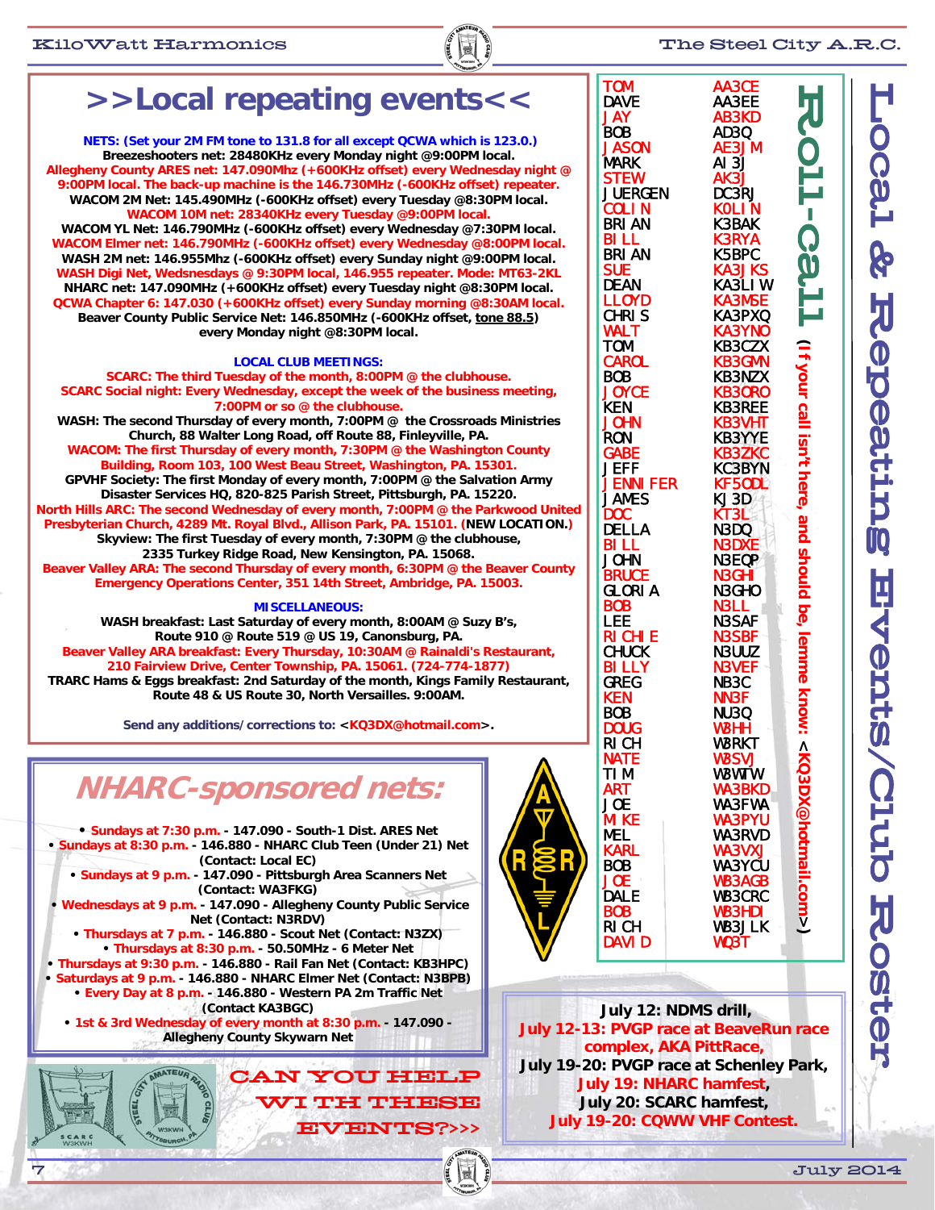# >>Local repeating events<<

**NETS: (Set your 2M FM tone to 131.8 for all except QCWA which is 123.0.)**

**Breezeshooters net: 28480KHz every Monday night @9:00PM local.**

**Allegheny County ARES net: 147.090Mhz (+600KHz offset) every Wednesday night @ 9:00PM local. The back-up machine is the 146.730MHz (-600KHz offset) repeater.**

**WACOM 2M Net: 145.490MHz (-600KHz offset) every Tuesday @8:30PM local.**

**WACOM 10M net: 28340KHz every Tuesday @9:00PM local.**

**WACOM YL Net: 146.790MHz (-600KHz offset) every Wednesday @7:30PM local.**

**WACOM Elmer net: 146.790MHz (-600KHz offset) every Wednesday @8:00PM local.**

**WASH 2M net: 146.955Mhz (-600KHz offset) every Sunday night @9:00PM local.**

**WASH Digi Net, Wedsnesdays @ 9:30PM local, 146.955 repeater. Mode: MT63-2KL**

**NHARC net: 147.090MHz (+600KHz offset) every Tuesday night @8:30PM local.**

**QCWA Chapter 6: 147.030 (+600KHz offset) every Sunday morning @8:30AM local.**

**Beaver County Public Service Net: 146.850MHz (-600KHz offset, tone 88.5) every Monday night @8:30PM local.**

**LOCAL CLUB MEETINGS:**

**SCARC: The third Tuesday of the month, 8:00PM @ the clubhouse.**

**SCARC Social night: Every Wednesday, except the week of the business meeting, 7:00PM or so @ the clubhouse.**

**WASH: The second Thursday of every month, 7:00PM @ the Crossroads Ministries Church, 88 Walter Long Road, off Route 88, Finleyville, PA.**

**WACOM: The first Thursday of every month, 7:30PM @ the Washington County Building, Room 103, 100 West Beau Street, Washington, PA. 15301.**

**GPVHF Society: The first Monday of every month, 7:00PM @ the Salvation Army Disaster Services HQ, 820-825 Parish Street, Pittsburgh, PA. 15220.**

**North Hills ARC: The second Wednesday of every month, 7:00PM @ the Parkwood United Presbyterian Church, 4289 Mt. Royal Blvd., Allison Park, PA. 15101. (NEW LOCATION.)**

**Skyview: The first Tuesday of every month, 7:30PM @ the clubhouse, 2335 Turkey Ridge Road, New Kensington, PA. 15068.**

**Beaver Valley ARA: The second Thursday of every month, 6:30PM @ the Beaver County Emergency Operations Center, 351 14th Street, Ambridge, PA. 15003.**

**MISCELLANEOUS:**

**WASH breakfast: Last Saturday of every month, 8:00AM @ Suzy B's, Route 910 @ Route 519 @ US 19, Canonsburg, PA.**

**Beaver Valley ARA breakfast: Every Thursday, 10:30AM @ Rainaldi's Restaurant, 210 Fairview Drive, Center Township, PA. 15061. (724-774-1877)**

**TRARC Hams & Eggs breakfast: 2nd Saturday of the month, Kings Family Restaurant, Route 48 & US Route 30, North Versailles. 9:00AM.**

**Send any additions/corrections to: <KQ3DX@hotmail.com>.**

# NHARC-sponsored nets:

- **Sundays at 7:30 p.m. - 147.090 - South-1 Dist. ARES Net**
- **Sundays at 8:30 p.m. - 146.880 - NHARC Club Teen (Under 21) Net (Contact: Local EC)**
- **Sundays at 9 p.m. - 147.090 - Pittsburgh Area Scanners Net (Contact: WA3FKG)**
- **Wednesdays at 9 p.m. - 147.090 - Allegheny County Public Service Net (Contact: N3RDV)**
- **Thursdays at 7 p.m. - 146.880 - Scout Net (Contact: N3ZX)**
- **Thursdays at 8:30 p.m. - 50.50MHz - 6 Meter Net**
- **Thursdays at 9:30 p.m. - 146.880 - Rail Fan Net (Contact: KB3HPC)**
- **Saturdays at 9 p.m. - 146.880 - NHARC Elmer Net (Contact: N3BPB)**
- **Every Day at 8 p.m. - 146.880 - Western PA 2m Traffic Net (Contact KA3BGC)**
- **1st & 3rd Wednesday of every month at 8:30 p.m. - 147.090 - Allegheny County Skywarn Net**

# Roll-call

**(If your call isn't here, and should be, lemme know: <KQ3DX@hotmail.com>)**

| Name | Call |
|---|---|
| TOM | AA3CE |
| DAVE | AA3EE |
| JAY | AB3KD |
| BOB | AD3Q |
| JASON | AE3JM |
| MARK | AI3J |
| STEW | AK3J |
| JUERGEN | DC3RJ |
| COLIN | K0LIN |
| BRIAN | K3BAK |
| BILL | K3RYA |
| BRIAN | K5BPC |
| SUE | KA3JKS |
| DEAN | KA3LIW |
| LLOYD | KA3MSE |
| CHRIS | KA3PXQ |
| WALT | KA3YNO |
| TOM | KB3CZX |
| CAROL | KB3GMN |
| BOB | KB3NZX |
| JOYCE | KB3ORO |
| KEN | KB3REE |
| JOHN | KB3VHT |
| RON | KB3YYE |
| GABE | KB3ZKC |
| JEFF | KC3BYN |
| JENNIFER | KF5ODL |
| JAMES | KJ3D |
| DOC | KT3L |
| DELLA | N3DQ |
| BILL | N3DXE |
| JOHN | N3EQP |
| BRUCE | N3GHI |
| GLORIA | N3GHO |
| BOB | N3LL |
| LEE | N3SAF |
| RICHIE | N3SBF |
| CHUCK | N3UUZ |
| BILLY | N3VEF |
| GREG | NB3C |
| KEN | NN3F |
| BOB | NU3Q |
| DOUG | W3HH |
| RICH | W3RKT |
| NATE | W3SVJ |
| TIM | W3WTW |
| ART | WA3BKD |
| JOE | WA3FWA |
| MIKE | WA3PYU |
| MEL | WA3RVD |
| KARL | WA3VXJ |
| BOB | WA3YCU |
| JOE | WB3AGB |
| DALE | WB3CRC |
| BOB | WB3HDI |
| RICH | WB3JLK |
| DAVID | WQ3T |

# CAN YOU HELP WITH THESE EVENTS?>>>

**July 12: NDMS drill,**
**July 12-13: PVGP race at BeaveRun race complex, AKA PittRace,**
**July 19-20: PVGP race at Schenley Park,**
**July 19: NHARC hamfest,**
**July 20: SCARC hamfest,**
**July 19-20: CQWW VHF Contest.**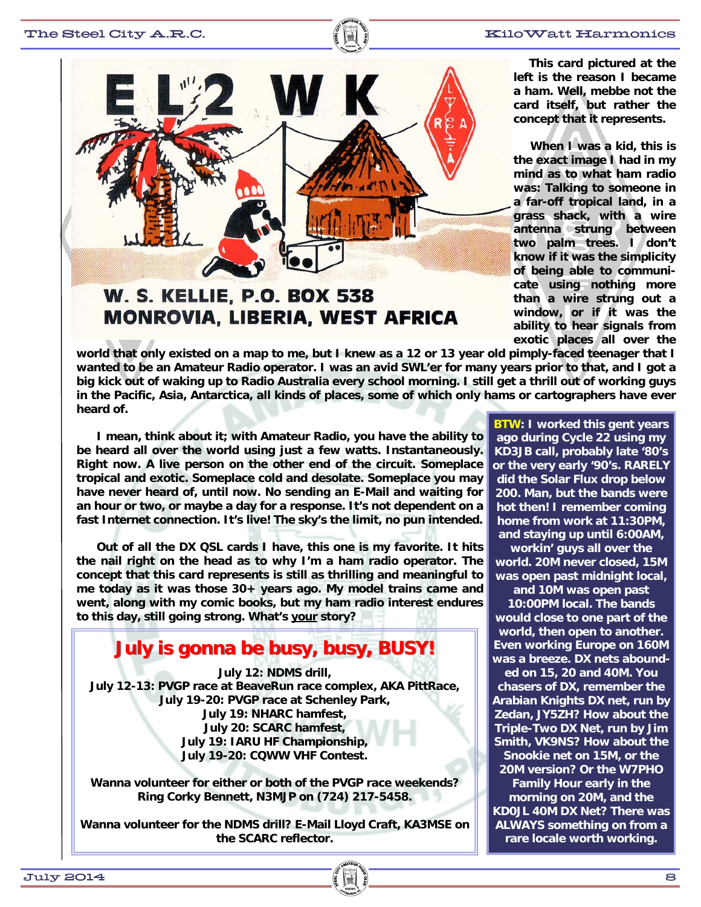This card pictured at the left is the reason I became a ham. Well, mebbe not the card itself, but rather the concept that it represents.

When I was a kid, this is the exact image I had in my mind as to what ham radio was: Talking to someone in a far-off tropical land, in a grass shack, with a wire antenna strung between two palm trees. I don't know if it was the simplicity of being able to communicate using nothing more than a wire strung out a window, or if it was the ability to hear signals from exotic places all over the world that only existed on a map to me, but I knew as a 12 or 13 year old pimply-faced teenager that I wanted to be an Amateur Radio operator. I was an avid SWL'er for many years prior to that, and I got a big kick out of waking up to Radio Australia every school morning. I still get a thrill out of working guys in the Pacific, Asia, Antarctica, all kinds of places, some of which only hams or cartographers have ever heard of.

I mean, think about it; with Amateur Radio, you have the ability to be heard all over the world using just a few watts. Instantaneously. Right now. A live person on the other end of the circuit. Someplace tropical and exotic. Someplace cold and desolate. Someplace you may have never heard of, until now. No sending an E-Mail and waiting for an hour or two, or maybe a day for a response. It's not dependent on a fast Internet connection. It's live! The sky's the limit, no pun intended.

Out of all the DX QSL cards I have, this one is my favorite. It hits the nail right on the head as to why I'm a ham radio operator. The concept that this card represents is still as thrilling and meaningful to me today as it was those 30+ years ago. My model trains came and went, along with my comic books, but my ham radio interest endures to this day, still going strong. What's your story?

**BTW:** I worked this gent years ago during Cycle 22 using my KD3JB call, probably late '80's or the very early '90's. RARELY did the Solar Flux drop below 200. Man, but the bands were hot then! I remember coming home from work at 11:30PM, and staying up until 6:00AM, workin' guys all over the world. 20M never closed, 15M was open past midnight local, and 10M was open past 10:00PM local. The bands would close to one part of the world, then open to another. Even working Europe on 160M was a breeze. DX nets abounded on 15, 20 and 40M. You chasers of DX, remember the Arabian Knights DX net, run by Zedan, JY5ZH? How about the Triple-Two DX Net, run by Jim Smith, VK9NS? How about the Snookie net on 15M, or the 20M version? Or the W7PHO Family Hour early in the morning on 20M, and the KD0JL 40M DX Net? There was ALWAYS something on from a rare locale worth working.

## July is gonna be busy, busy, BUSY!

**July 12: NDMS drill,**
**July 12-13: PVGP race at BeaveRun race complex, AKA PittRace,**
**July 19-20: PVGP race at Schenley Park,**
**July 19: NHARC hamfest,**
**July 20: SCARC hamfest,**
**July 19: IARU HF Championship,**
**July 19-20: CQWW VHF Contest.**

**Wanna volunteer for either or both of the PVGP race weekends? Ring Corky Bennett, N3MJP on (724) 217-5458.**

**Wanna volunteer for the NDMS drill? E-Mail Lloyd Craft, KA3MSE on the SCARC reflector.**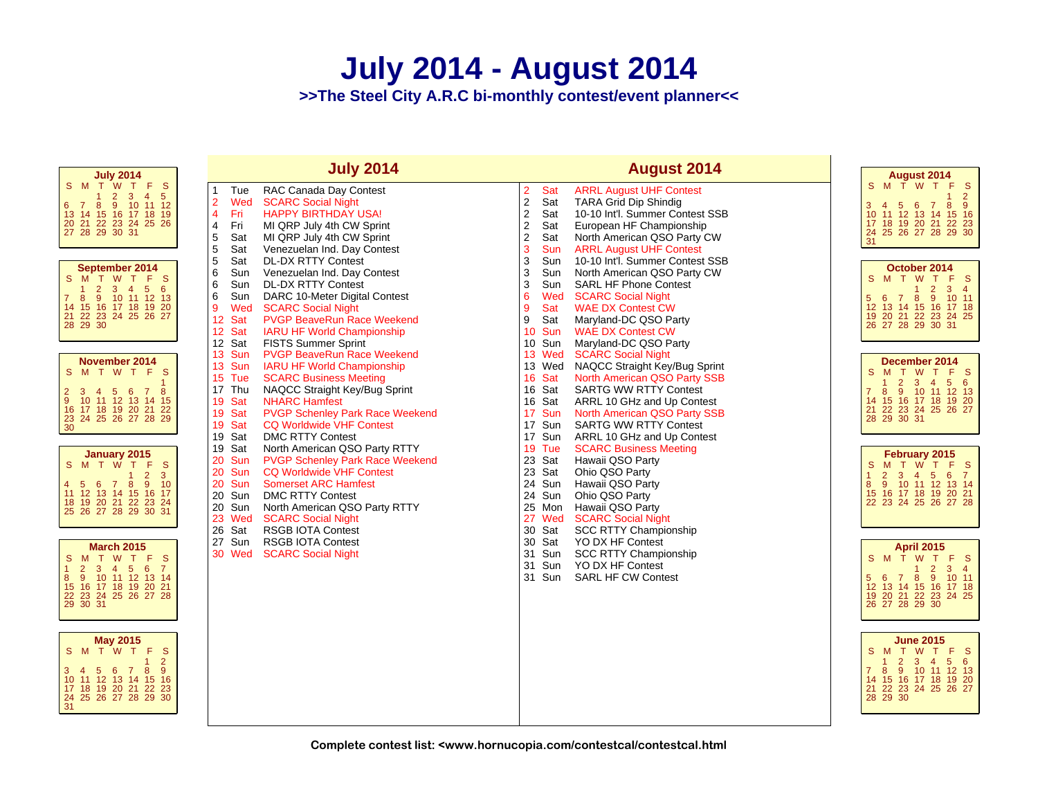# July 2014 - August 2014

**>>The Steel City A.R.C bi-monthly contest/event planner<<**

| July 2014 | | | August 2014 | | |
|---|---|---|---|---|---|
| 1 | Tue | RAC Canada Day Contest | 2 | Sat | ARRL August UHF Contest |
| 2 | Wed | SCARC Social Night | 2 | Sat | TARA Grid Dip Shindig |
| 4 | Fri | HAPPY BIRTHDAY USA! | 2 | Sat | 10-10 Int'l. Summer Contest SSB |
| 4 | Fri | MI QRP July 4th CW Sprint | 2 | Sat | European HF Championship |
| 5 | Sat | MI QRP July 4th CW Sprint | 2 | Sat | North American QSO Party CW |
| 5 | Sat | Venezuelan Ind. Day Contest | 3 | Sun | ARRL August UHF Contest |
| 5 | Sat | DL-DX RTTY Contest | 3 | Sun | 10-10 Int'l. Summer Contest SSB |
| 6 | Sun | Venezuelan Ind. Day Contest | 3 | Sun | North American QSO Party CW |
| 6 | Sun | DL-DX RTTY Contest | 3 | Sun | SARL HF Phone Contest |
| 6 | Sun | DARC 10-Meter Digital Contest | 6 | Wed | SCARC Social Night |
| 9 | Wed | SCARC Social Night | 9 | Sat | WAE DX Contest CW |
| 12 | Sat | PVGP BeaveRun Race Weekend | 9 | Sat | Maryland-DC QSO Party |
| 12 | Sat | IARU HF World Championship | 10 | Sun | WAE DX Contest CW |
| 12 | Sat | FISTS Summer Sprint | 10 | Sun | Maryland-DC QSO Party |
| 13 | Sun | PVGP BeaveRun Race Weekend | 13 | Wed | SCARC Social Night |
| 13 | Sun | IARU HF World Championship | 13 | Wed | NAQCC Straight Key/Bug Sprint |
| 15 | Tue | SCARC Business Meeting | 16 | Sat | North American QSO Party SSB |
| 17 | Thu | NAQCC Straight Key/Bug Sprint | 16 | Sat | SARTG WW RTTY Contest |
| 19 | Sat | NHARC Hamfest | 16 | Sat | ARRL 10 GHz and Up Contest |
| 19 | Sat | PVGP Schenley Park Race Weekend | 17 | Sun | North American QSO Party SSB |
| 19 | Sat | CQ Worldwide VHF Contest | 17 | Sun | SARTG WW RTTY Contest |
| 19 | Sat | DMC RTTY Contest | 17 | Sun | ARRL 10 GHz and Up Contest |
| 19 | Sat | North American QSO Party RTTY | 19 | Tue | SCARC Business Meeting |
| 20 | Sun | PVGP Schenley Park Race Weekend | 23 | Sat | Hawaii QSO Party |
| 20 | Sun | CQ Worldwide VHF Contest | 23 | Sat | Ohio QSO Party |
| 20 | Sun | Somerset ARC Hamfest | 24 | Sun | Hawaii QSO Party |
| 20 | Sun | DMC RTTY Contest | 24 | Sun | Ohio QSO Party |
| 20 | Sun | North American QSO Party RTTY | 25 | Mon | Hawaii QSO Party |
| 23 | Wed | SCARC Social Night | 27 | Wed | SCARC Social Night |
| 26 | Sat | RSGB IOTA Contest | 30 | Sat | SCC RTTY Championship |
| 27 | Sun | RSGB IOTA Contest | 30 | Sat | YO DX HF Contest |
| 30 | Wed | SCARC Social Night | 31 | Sun | SCC RTTY Championship |
| | | | 31 | Sun | YO DX HF Contest |
| | | | 31 | Sun | SARL HF CW Contest |

**July 2014**

| S | M | T | W | T | F | S |
|---|---|---|---|---|---|---|
| | | 1 | 2 | 3 | 4 | 5 |
| 6 | 7 | 8 | 9 | 10 | 11 | 12 |
| 13 | 14 | 15 | 16 | 17 | 18 | 19 |
| 20 | 21 | 22 | 23 | 24 | 25 | 26 |
| 27 | 28 | 29 | 30 | 31 | | |

**August 2014**

| S | M | T | W | T | F | S |
|---|---|---|---|---|---|---|
| | | | | | 1 | 2 |
| 3 | 4 | 5 | 6 | 7 | 8 | 9 |
| 10 | 11 | 12 | 13 | 14 | 15 | 16 |
| 17 | 18 | 19 | 20 | 21 | 22 | 23 |
| 24 | 25 | 26 | 27 | 28 | 29 | 30 |
| 31 | | | | | | |

**September 2014**

| S | M | T | W | T | F | S |
|---|---|---|---|---|---|---|
| | 1 | 2 | 3 | 4 | 5 | 6 |
| 7 | 8 | 9 | 10 | 11 | 12 | 13 |
| 14 | 15 | 16 | 17 | 18 | 19 | 20 |
| 21 | 22 | 23 | 24 | 25 | 26 | 27 |
| 28 | 29 | 30 | | | | |

**October 2014**

| S | M | T | W | T | F | S |
|---|---|---|---|---|---|---|
| | | | 1 | 2 | 3 | 4 |
| 5 | 6 | 7 | 8 | 9 | 10 | 11 |
| 12 | 13 | 14 | 15 | 16 | 17 | 18 |
| 19 | 20 | 21 | 22 | 23 | 24 | 25 |
| 26 | 27 | 28 | 29 | 30 | 31 | |

**November 2014**

| S | M | T | W | T | F | S |
|---|---|---|---|---|---|---|
| | | | | | | 1 |
| 2 | 3 | 4 | 5 | 6 | 7 | 8 |
| 9 | 10 | 11 | 12 | 13 | 14 | 15 |
| 16 | 17 | 18 | 19 | 20 | 21 | 22 |
| 23 | 24 | 25 | 26 | 27 | 28 | 29 |
| 30 | | | | | | |

**December 2014**

| S | M | T | W | T | F | S |
|---|---|---|---|---|---|---|
| | 1 | 2 | 3 | 4 | 5 | 6 |
| 7 | 8 | 9 | 10 | 11 | 12 | 13 |
| 14 | 15 | 16 | 17 | 18 | 19 | 20 |
| 21 | 22 | 23 | 24 | 25 | 26 | 27 |
| 28 | 29 | 30 | 31 | | | |

**January 2015**

| S | M | T | W | T | F | S |
|---|---|---|---|---|---|---|
| | | | | 1 | 2 | 3 |
| 4 | 5 | 6 | 7 | 8 | 9 | 10 |
| 11 | 12 | 13 | 14 | 15 | 16 | 17 |
| 18 | 19 | 20 | 21 | 22 | 23 | 24 |
| 25 | 26 | 27 | 28 | 29 | 30 | 31 |

**February 2015**

| S | M | T | W | T | F | S |
|---|---|---|---|---|---|---|
| 1 | 2 | 3 | 4 | 5 | 6 | 7 |
| 8 | 9 | 10 | 11 | 12 | 13 | 14 |
| 15 | 16 | 17 | 18 | 19 | 20 | 21 |
| 22 | 23 | 24 | 25 | 26 | 27 | 28 |

**March 2015**

| S | M | T | W | T | F | S |
|---|---|---|---|---|---|---|
| 1 | 2 | 3 | 4 | 5 | 6 | 7 |
| 8 | 9 | 10 | 11 | 12 | 13 | 14 |
| 15 | 16 | 17 | 18 | 19 | 20 | 21 |
| 22 | 23 | 24 | 25 | 26 | 27 | 28 |
| 29 | 30 | 31 | | | | |

**April 2015**

| S | M | T | W | T | F | S |
|---|---|---|---|---|---|---|
| | | | 1 | 2 | 3 | 4 |
| 5 | 6 | 7 | 8 | 9 | 10 | 11 |
| 12 | 13 | 14 | 15 | 16 | 17 | 18 |
| 19 | 20 | 21 | 22 | 23 | 24 | 25 |
| 26 | 27 | 28 | 29 | 30 | | |

**May 2015**

| S | M | T | W | T | F | S |
|---|---|---|---|---|---|---|
| | | | | | 1 | 2 |
| 3 | 4 | 5 | 6 | 7 | 8 | 9 |
| 10 | 11 | 12 | 13 | 14 | 15 | 16 |
| 17 | 18 | 19 | 20 | 21 | 22 | 23 |
| 24 | 25 | 26 | 27 | 28 | 29 | 30 |
| 31 | | | | | | |

**June 2015**

| S | M | T | W | T | F | S |
|---|---|---|---|---|---|---|
| | 1 | 2 | 3 | 4 | 5 | 6 |
| 7 | 8 | 9 | 10 | 11 | 12 | 13 |
| 14 | 15 | 16 | 17 | 18 | 19 | 20 |
| 21 | 22 | 23 | 24 | 25 | 26 | 27 |
| 28 | 29 | 30 | | | | |

**Complete contest list: <www.hornucopia.com/contestcal/contestcal.html**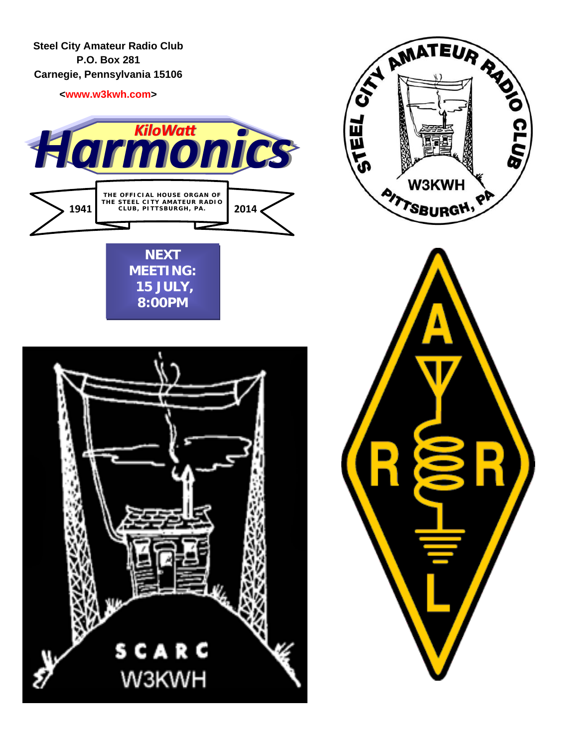**Steel City Amateur Radio Club**
**P.O. Box 281**
**Carnegie, Pennsylvania 15106**

<www.w3kwh.com>

KiloWatt

# Harmonics

1941 THE OFFICIAL HOUSE ORGAN OF THE STEEL CITY AMATEUR RADIO CLUB, PITTSBURGH, PA. 2014

**NEXT MEETING: 15 JULY, 8:00PM**